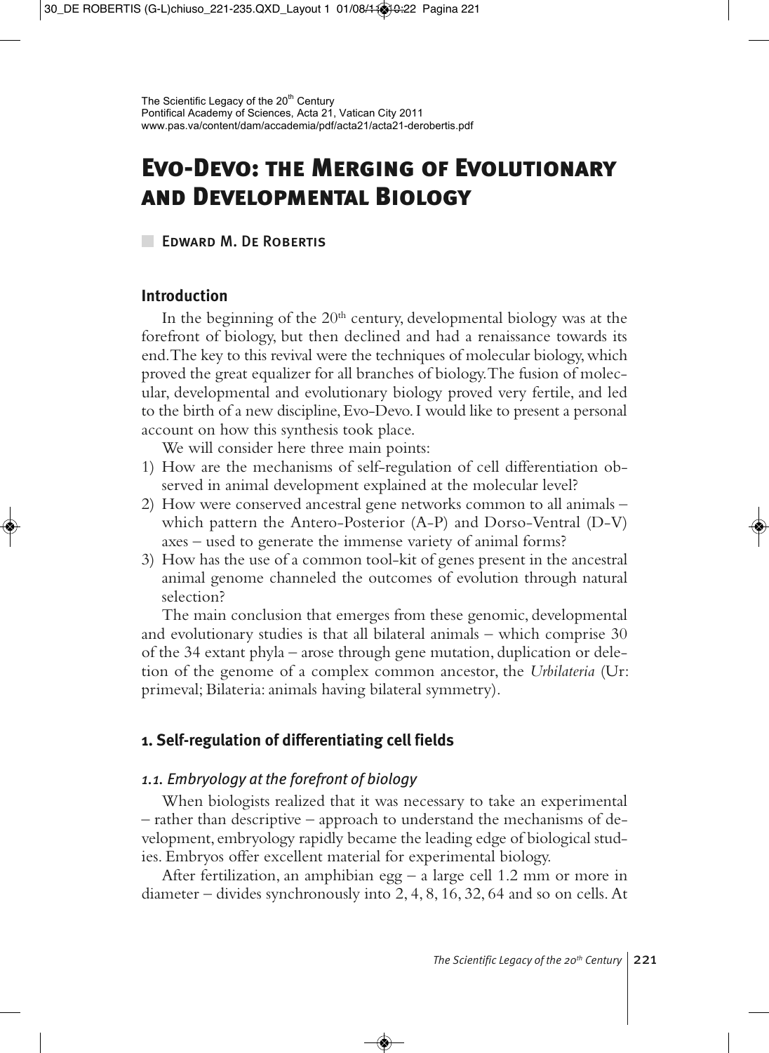The Scientific Legacy of the 20th Century
Pontifical Academy of Sciences, Acta 21, Vatican City 2011
www.pas.va/content/dam/accademia/pdf/acta21/acta21-derobertis.pdf

# Evo-Devo: the Merging of Evolutionary and Developmental Biology

Edward M. De Robertis

## Introduction

In the beginning of the $20^{th}$ century, developmental biology was at the forefront of biology, but then declined and had a renaissance towards its end. The key to this revival were the techniques of molecular biology, which proved the great equalizer for all branches of biology. The fusion of molecular, developmental and evolutionary biology proved very fertile, and led to the birth of a new discipline, Evo-Devo. I would like to present a personal account on how this synthesis took place.

We will consider here three main points:

1) How are the mechanisms of self-regulation of cell differentiation observed in animal development explained at the molecular level?
2) How were conserved ancestral gene networks common to all animals – which pattern the Antero-Posterior (A-P) and Dorso-Ventral (D-V) axes – used to generate the immense variety of animal forms?
3) How has the use of a common tool-kit of genes present in the ancestral animal genome channeled the outcomes of evolution through natural selection?

The main conclusion that emerges from these genomic, developmental and evolutionary studies is that all bilateral animals – which comprise 30 of the 34 extant phyla – arose through gene mutation, duplication or deletion of the genome of a complex common ancestor, the *Urbilateria* (Ur: primeval; Bilateria: animals having bilateral symmetry).

## 1. Self-regulation of differentiating cell fields

### 1.1. Embryology at the forefront of biology

When biologists realized that it was necessary to take an experimental – rather than descriptive – approach to understand the mechanisms of development, embryology rapidly became the leading edge of biological studies. Embryos offer excellent material for experimental biology.

After fertilization, an amphibian egg – a large cell 1.2 mm or more in diameter – divides synchronously into 2, 4, 8, 16, 32, 64 and so on cells. At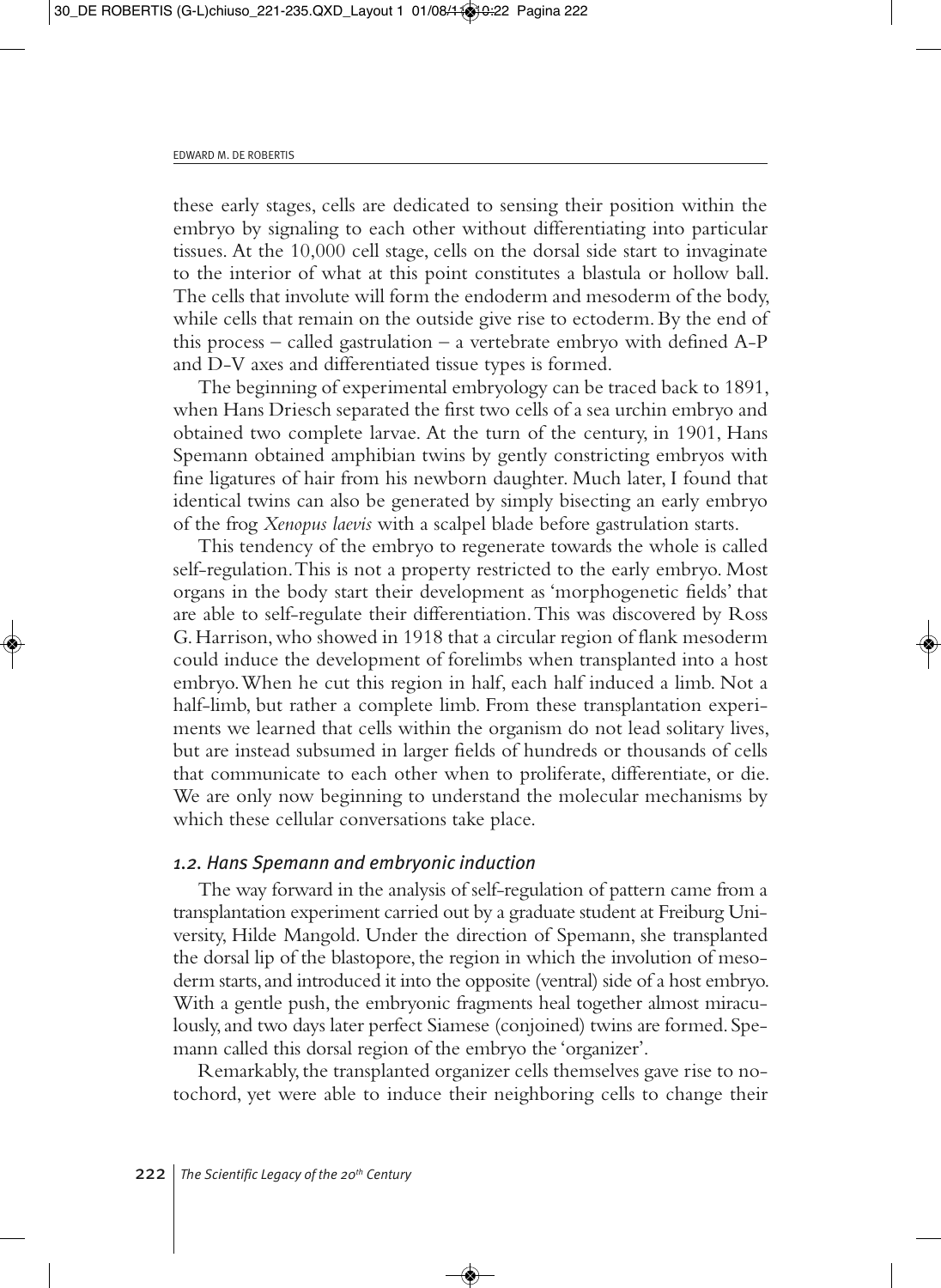these early stages, cells are dedicated to sensing their position within the embryo by signaling to each other without differentiating into particular tissues. At the 10,000 cell stage, cells on the dorsal side start to invaginate to the interior of what at this point constitutes a blastula or hollow ball. The cells that involute will form the endoderm and mesoderm of the body, while cells that remain on the outside give rise to ectoderm. By the end of this process – called gastrulation – a vertebrate embryo with defined A-P and D-V axes and differentiated tissue types is formed.

The beginning of experimental embryology can be traced back to 1891, when Hans Driesch separated the first two cells of a sea urchin embryo and obtained two complete larvae. At the turn of the century, in 1901, Hans Spemann obtained amphibian twins by gently constricting embryos with fine ligatures of hair from his newborn daughter. Much later, I found that identical twins can also be generated by simply bisecting an early embryo of the frog *Xenopus laevis* with a scalpel blade before gastrulation starts.

This tendency of the embryo to regenerate towards the whole is called self-regulation. This is not a property restricted to the early embryo. Most organs in the body start their development as 'morphogenetic fields' that are able to self-regulate their differentiation. This was discovered by Ross G. Harrison, who showed in 1918 that a circular region of flank mesoderm could induce the development of forelimbs when transplanted into a host embryo. When he cut this region in half, each half induced a limb. Not a half-limb, but rather a complete limb. From these transplantation experiments we learned that cells within the organism do not lead solitary lives, but are instead subsumed in larger fields of hundreds or thousands of cells that communicate to each other when to proliferate, differentiate, or die. We are only now beginning to understand the molecular mechanisms by which these cellular conversations take place.

### *1.2. Hans Spemann and embryonic induction*

The way forward in the analysis of self-regulation of pattern came from a transplantation experiment carried out by a graduate student at Freiburg University, Hilde Mangold. Under the direction of Spemann, she transplanted the dorsal lip of the blastopore, the region in which the involution of mesoderm starts, and introduced it into the opposite (ventral) side of a host embryo. With a gentle push, the embryonic fragments heal together almost miraculously, and two days later perfect Siamese (conjoined) twins are formed. Spemann called this dorsal region of the embryo the 'organizer'.

Remarkably, the transplanted organizer cells themselves gave rise to notochord, yet were able to induce their neighboring cells to change their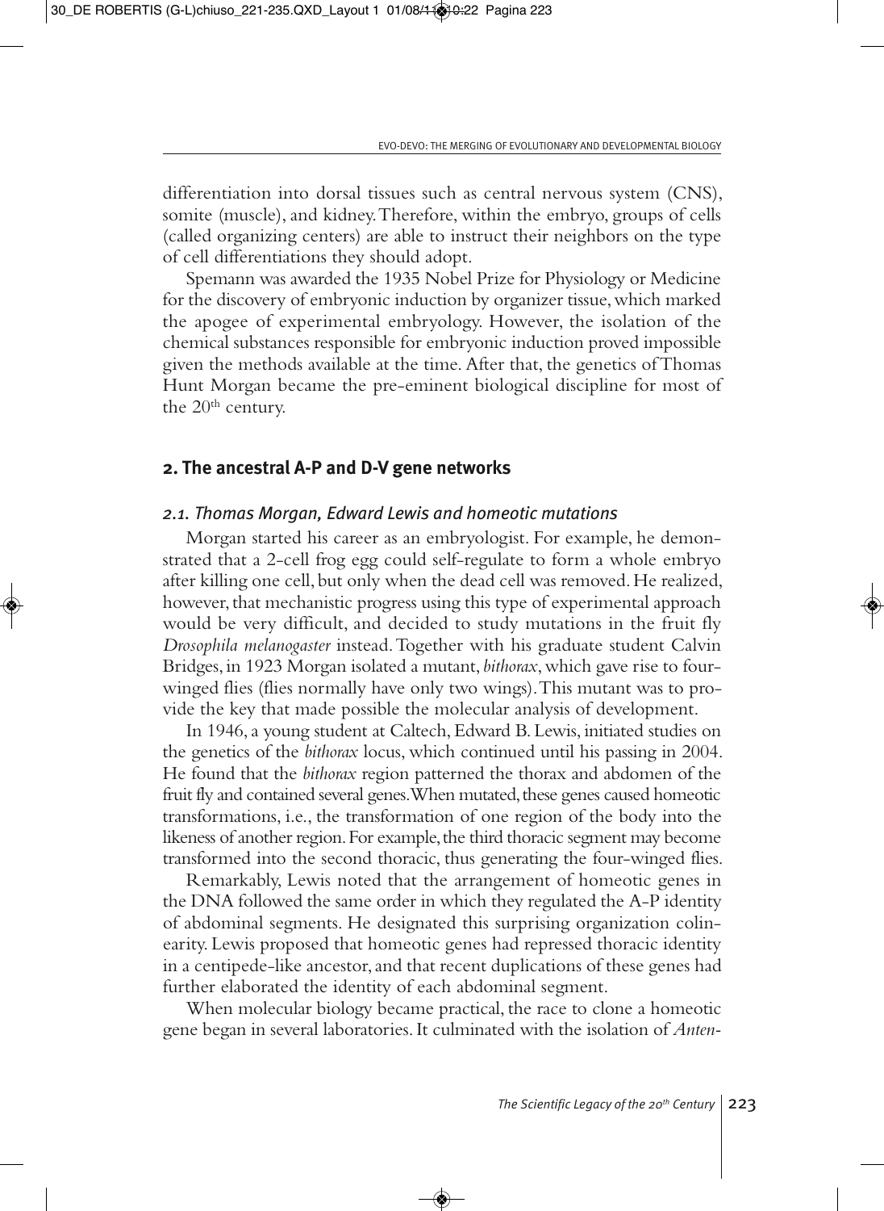differentiation into dorsal tissues such as central nervous system (CNS), somite (muscle), and kidney. Therefore, within the embryo, groups of cells (called organizing centers) are able to instruct their neighbors on the type of cell differentiations they should adopt.

Spemann was awarded the 1935 Nobel Prize for Physiology or Medicine for the discovery of embryonic induction by organizer tissue, which marked the apogee of experimental embryology. However, the isolation of the chemical substances responsible for embryonic induction proved impossible given the methods available at the time. After that, the genetics of Thomas Hunt Morgan became the pre-eminent biological discipline for most of the 20th century.

## 2. The ancestral A-P and D-V gene networks

### 2.1. Thomas Morgan, Edward Lewis and homeotic mutations

Morgan started his career as an embryologist. For example, he demonstrated that a 2-cell frog egg could self-regulate to form a whole embryo after killing one cell, but only when the dead cell was removed. He realized, however, that mechanistic progress using this type of experimental approach would be very difficult, and decided to study mutations in the fruit fly *Drosophila melanogaster* instead. Together with his graduate student Calvin Bridges, in 1923 Morgan isolated a mutant, *bithorax*, which gave rise to four-winged flies (flies normally have only two wings). This mutant was to provide the key that made possible the molecular analysis of development.

In 1946, a young student at Caltech, Edward B. Lewis, initiated studies on the genetics of the *bithorax* locus, which continued until his passing in 2004. He found that the *bithorax* region patterned the thorax and abdomen of the fruit fly and contained several genes. When mutated, these genes caused homeotic transformations, i.e., the transformation of one region of the body into the likeness of another region. For example, the third thoracic segment may become transformed into the second thoracic, thus generating the four-winged flies.

Remarkably, Lewis noted that the arrangement of homeotic genes in the DNA followed the same order in which they regulated the A-P identity of abdominal segments. He designated this surprising organization colinearity. Lewis proposed that homeotic genes had repressed thoracic identity in a centipede-like ancestor, and that recent duplications of these genes had further elaborated the identity of each abdominal segment.

When molecular biology became practical, the race to clone a homeotic gene began in several laboratories. It culminated with the isolation of *Anten-*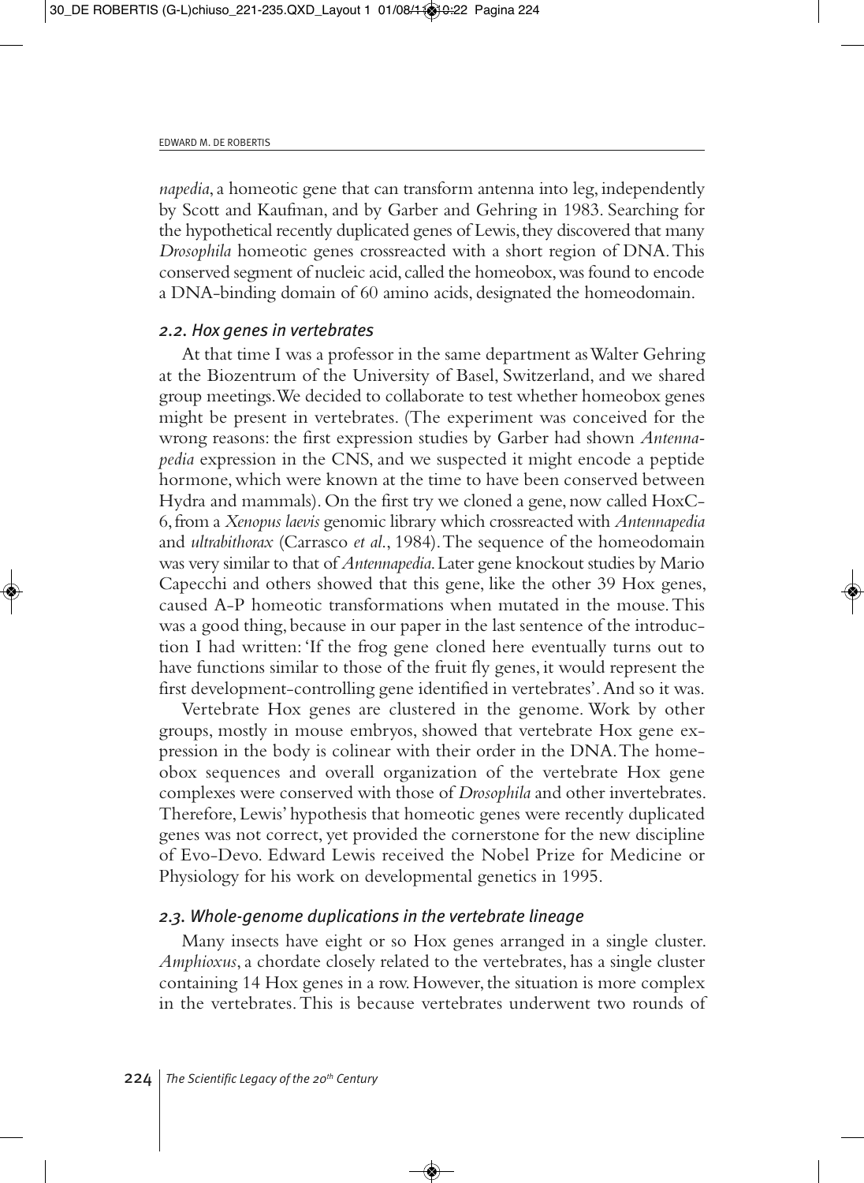*napedia*, a homeotic gene that can transform antenna into leg, independently by Scott and Kaufman, and by Garber and Gehring in 1983. Searching for the hypothetical recently duplicated genes of Lewis, they discovered that many *Drosophila* homeotic genes crossreacted with a short region of DNA. This conserved segment of nucleic acid, called the homeobox, was found to encode a DNA-binding domain of 60 amino acids, designated the homeodomain.

### *2.2. Hox genes in vertebrates*

At that time I was a professor in the same department as Walter Gehring at the Biozentrum of the University of Basel, Switzerland, and we shared group meetings. We decided to collaborate to test whether homeobox genes might be present in vertebrates. (The experiment was conceived for the wrong reasons: the first expression studies by Garber had shown *Antennapedia* expression in the CNS, and we suspected it might encode a peptide hormone, which were known at the time to have been conserved between Hydra and mammals). On the first try we cloned a gene, now called HoxC-6, from a *Xenopus laevis* genomic library which crossreacted with *Antennapedia* and *ultrabithorax* (Carrasco *et al.*, 1984). The sequence of the homeodomain was very similar to that of *Antennapedia*. Later gene knockout studies by Mario Capecchi and others showed that this gene, like the other 39 Hox genes, caused A-P homeotic transformations when mutated in the mouse. This was a good thing, because in our paper in the last sentence of the introduction I had written: 'If the frog gene cloned here eventually turns out to have functions similar to those of the fruit fly genes, it would represent the first development-controlling gene identified in vertebrates'. And so it was.

Vertebrate Hox genes are clustered in the genome. Work by other groups, mostly in mouse embryos, showed that vertebrate Hox gene expression in the body is colinear with their order in the DNA. The homeobox sequences and overall organization of the vertebrate Hox gene complexes were conserved with those of *Drosophila* and other invertebrates. Therefore, Lewis' hypothesis that homeotic genes were recently duplicated genes was not correct, yet provided the cornerstone for the new discipline of Evo-Devo. Edward Lewis received the Nobel Prize for Medicine or Physiology for his work on developmental genetics in 1995.

### *2.3. Whole-genome duplications in the vertebrate lineage*

Many insects have eight or so Hox genes arranged in a single cluster. *Amphioxus*, a chordate closely related to the vertebrates, has a single cluster containing 14 Hox genes in a row. However, the situation is more complex in the vertebrates. This is because vertebrates underwent two rounds of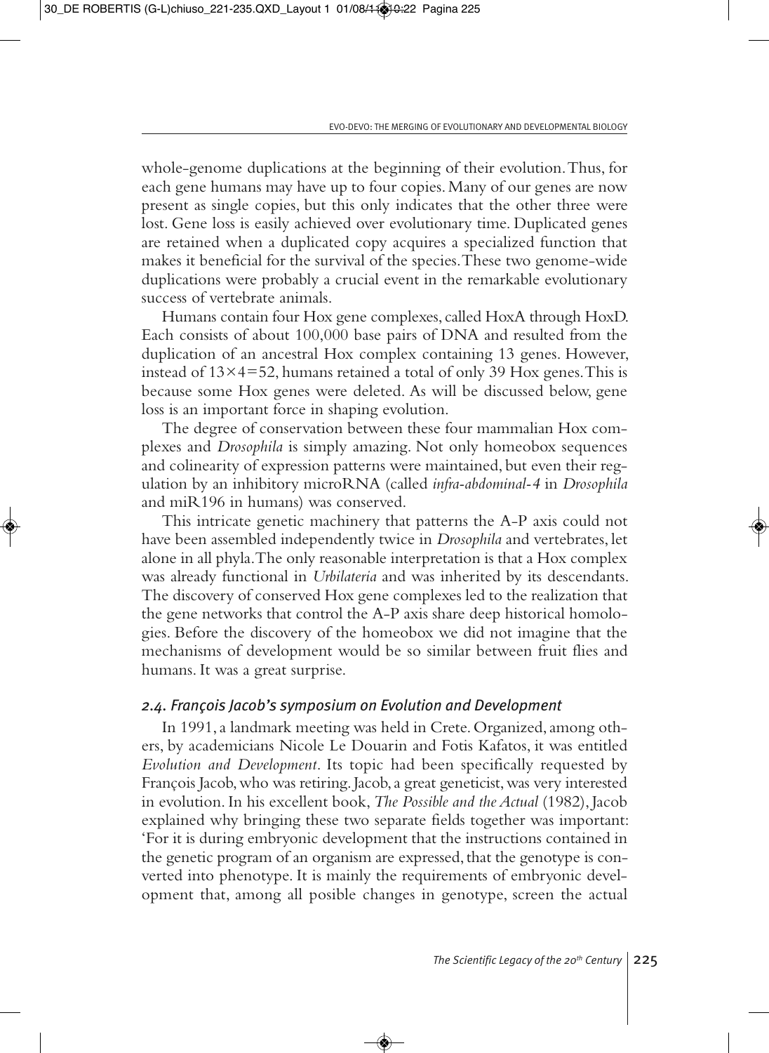whole-genome duplications at the beginning of their evolution. Thus, for each gene humans may have up to four copies. Many of our genes are now present as single copies, but this only indicates that the other three were lost. Gene loss is easily achieved over evolutionary time. Duplicated genes are retained when a duplicated copy acquires a specialized function that makes it beneficial for the survival of the species. These two genome-wide duplications were probably a crucial event in the remarkable evolutionary success of vertebrate animals.

Humans contain four Hox gene complexes, called HoxA through HoxD. Each consists of about 100,000 base pairs of DNA and resulted from the duplication of an ancestral Hox complex containing 13 genes. However, instead of $13 \times 4 = 52$, humans retained a total of only 39 Hox genes. This is because some Hox genes were deleted. As will be discussed below, gene loss is an important force in shaping evolution.

The degree of conservation between these four mammalian Hox complexes and *Drosophila* is simply amazing. Not only homeobox sequences and colinearity of expression patterns were maintained, but even their regulation by an inhibitory microRNA (called *infra-abdominal-4* in *Drosophila* and miR196 in humans) was conserved.

This intricate genetic machinery that patterns the A-P axis could not have been assembled independently twice in *Drosophila* and vertebrates, let alone in all phyla. The only reasonable interpretation is that a Hox complex was already functional in *Urbilateria* and was inherited by its descendants. The discovery of conserved Hox gene complexes led to the realization that the gene networks that control the A-P axis share deep historical homologies. Before the discovery of the homeobox we did not imagine that the mechanisms of development would be so similar between fruit flies and humans. It was a great surprise.

### *2.4. François Jacob's symposium on Evolution and Development*

In 1991, a landmark meeting was held in Crete. Organized, among others, by academicians Nicole Le Douarin and Fotis Kafatos, it was entitled *Evolution and Development*. Its topic had been specifically requested by François Jacob, who was retiring. Jacob, a great geneticist, was very interested in evolution. In his excellent book, *The Possible and the Actual* (1982), Jacob explained why bringing these two separate fields together was important: 'For it is during embryonic development that the instructions contained in the genetic program of an organism are expressed, that the genotype is converted into phenotype. It is mainly the requirements of embryonic development that, among all posible changes in genotype, screen the actual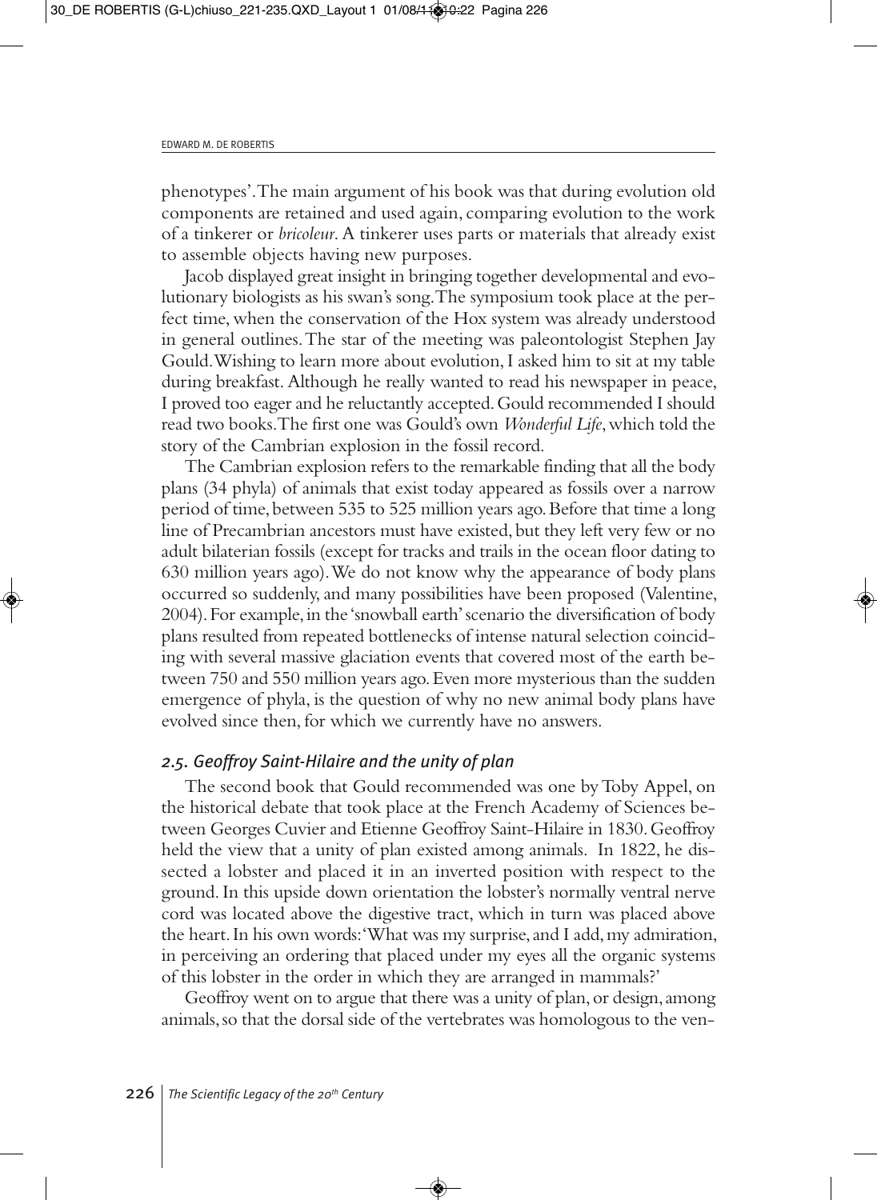phenotypes'. The main argument of his book was that during evolution old components are retained and used again, comparing evolution to the work of a tinkerer or *bricoleur*. A tinkerer uses parts or materials that already exist to assemble objects having new purposes.

Jacob displayed great insight in bringing together developmental and evolutionary biologists as his swan's song. The symposium took place at the perfect time, when the conservation of the Hox system was already understood in general outlines. The star of the meeting was paleontologist Stephen Jay Gould. Wishing to learn more about evolution, I asked him to sit at my table during breakfast. Although he really wanted to read his newspaper in peace, I proved too eager and he reluctantly accepted. Gould recommended I should read two books. The first one was Gould's own *Wonderful Life*, which told the story of the Cambrian explosion in the fossil record.

The Cambrian explosion refers to the remarkable finding that all the body plans (34 phyla) of animals that exist today appeared as fossils over a narrow period of time, between 535 to 525 million years ago. Before that time a long line of Precambrian ancestors must have existed, but they left very few or no adult bilaterian fossils (except for tracks and trails in the ocean floor dating to 630 million years ago). We do not know why the appearance of body plans occurred so suddenly, and many possibilities have been proposed (Valentine, 2004). For example, in the 'snowball earth' scenario the diversification of body plans resulted from repeated bottlenecks of intense natural selection coinciding with several massive glaciation events that covered most of the earth between 750 and 550 million years ago. Even more mysterious than the sudden emergence of phyla, is the question of why no new animal body plans have evolved since then, for which we currently have no answers.

### *2.5. Geoffroy Saint-Hilaire and the unity of plan*

The second book that Gould recommended was one by Toby Appel, on the historical debate that took place at the French Academy of Sciences between Georges Cuvier and Etienne Geoffroy Saint-Hilaire in 1830. Geoffroy held the view that a unity of plan existed among animals. In 1822, he dissected a lobster and placed it in an inverted position with respect to the ground. In this upside down orientation the lobster's normally ventral nerve cord was located above the digestive tract, which in turn was placed above the heart. In his own words: 'What was my surprise, and I add, my admiration, in perceiving an ordering that placed under my eyes all the organic systems of this lobster in the order in which they are arranged in mammals?'

Geoffroy went on to argue that there was a unity of plan, or design, among animals, so that the dorsal side of the vertebrates was homologous to the ven-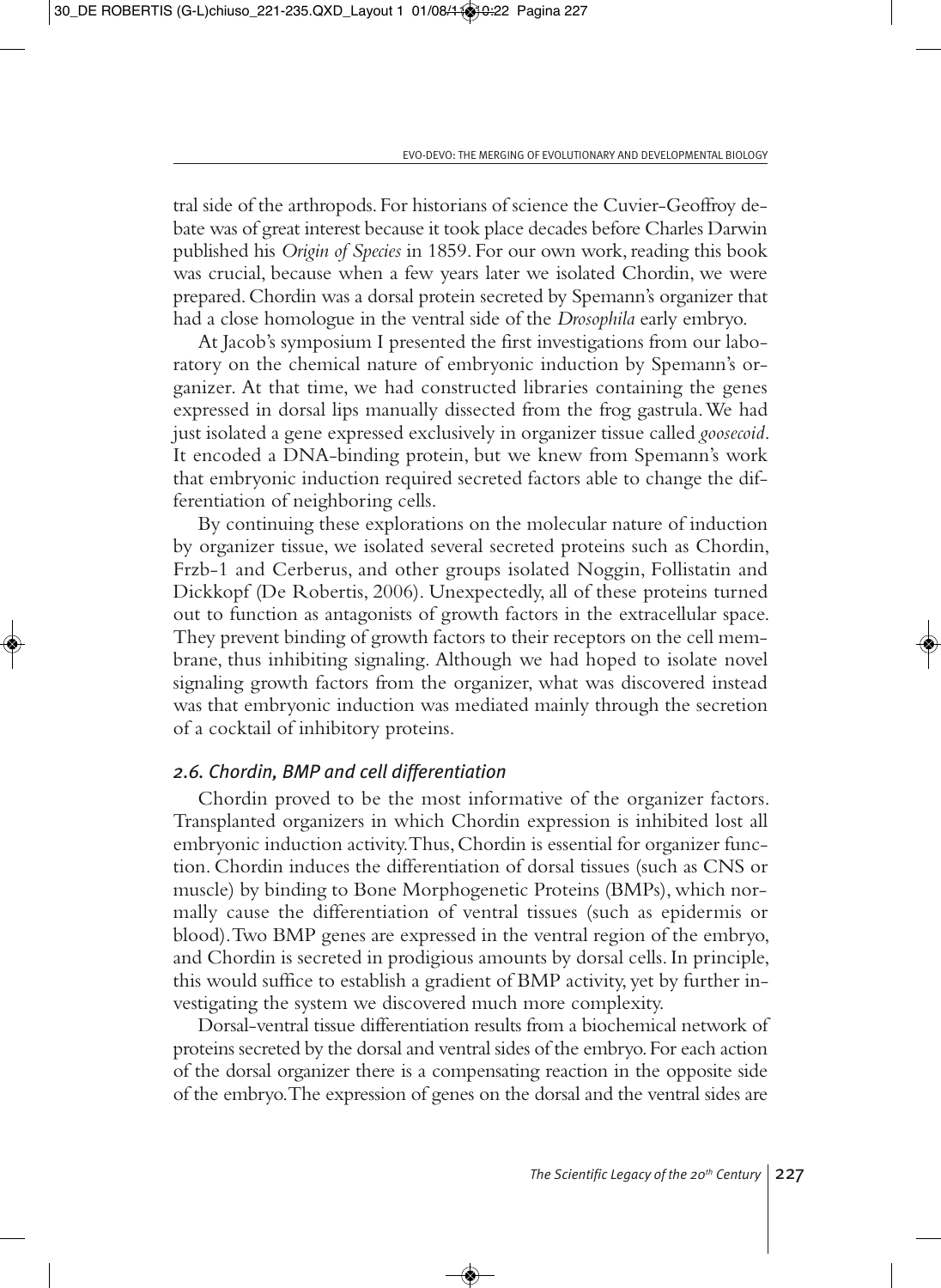tral side of the arthropods. For historians of science the Cuvier-Geoffroy debate was of great interest because it took place decades before Charles Darwin published his *Origin of Species* in 1859. For our own work, reading this book was crucial, because when a few years later we isolated Chordin, we were prepared. Chordin was a dorsal protein secreted by Spemann's organizer that had a close homologue in the ventral side of the *Drosophila* early embryo.

At Jacob's symposium I presented the first investigations from our laboratory on the chemical nature of embryonic induction by Spemann's organizer. At that time, we had constructed libraries containing the genes expressed in dorsal lips manually dissected from the frog gastrula. We had just isolated a gene expressed exclusively in organizer tissue called *goosecoid*. It encoded a DNA-binding protein, but we knew from Spemann's work that embryonic induction required secreted factors able to change the differentiation of neighboring cells.

By continuing these explorations on the molecular nature of induction by organizer tissue, we isolated several secreted proteins such as Chordin, Frzb-1 and Cerberus, and other groups isolated Noggin, Follistatin and Dickkopf (De Robertis, 2006). Unexpectedly, all of these proteins turned out to function as antagonists of growth factors in the extracellular space. They prevent binding of growth factors to their receptors on the cell membrane, thus inhibiting signaling. Although we had hoped to isolate novel signaling growth factors from the organizer, what was discovered instead was that embryonic induction was mediated mainly through the secretion of a cocktail of inhibitory proteins.

### 2.6. Chordin, BMP and cell differentiation

Chordin proved to be the most informative of the organizer factors. Transplanted organizers in which Chordin expression is inhibited lost all embryonic induction activity. Thus, Chordin is essential for organizer function. Chordin induces the differentiation of dorsal tissues (such as CNS or muscle) by binding to Bone Morphogenetic Proteins (BMPs), which normally cause the differentiation of ventral tissues (such as epidermis or blood). Two BMP genes are expressed in the ventral region of the embryo, and Chordin is secreted in prodigious amounts by dorsal cells. In principle, this would suffice to establish a gradient of BMP activity, yet by further investigating the system we discovered much more complexity.

Dorsal-ventral tissue differentiation results from a biochemical network of proteins secreted by the dorsal and ventral sides of the embryo. For each action of the dorsal organizer there is a compensating reaction in the opposite side of the embryo. The expression of genes on the dorsal and the ventral sides are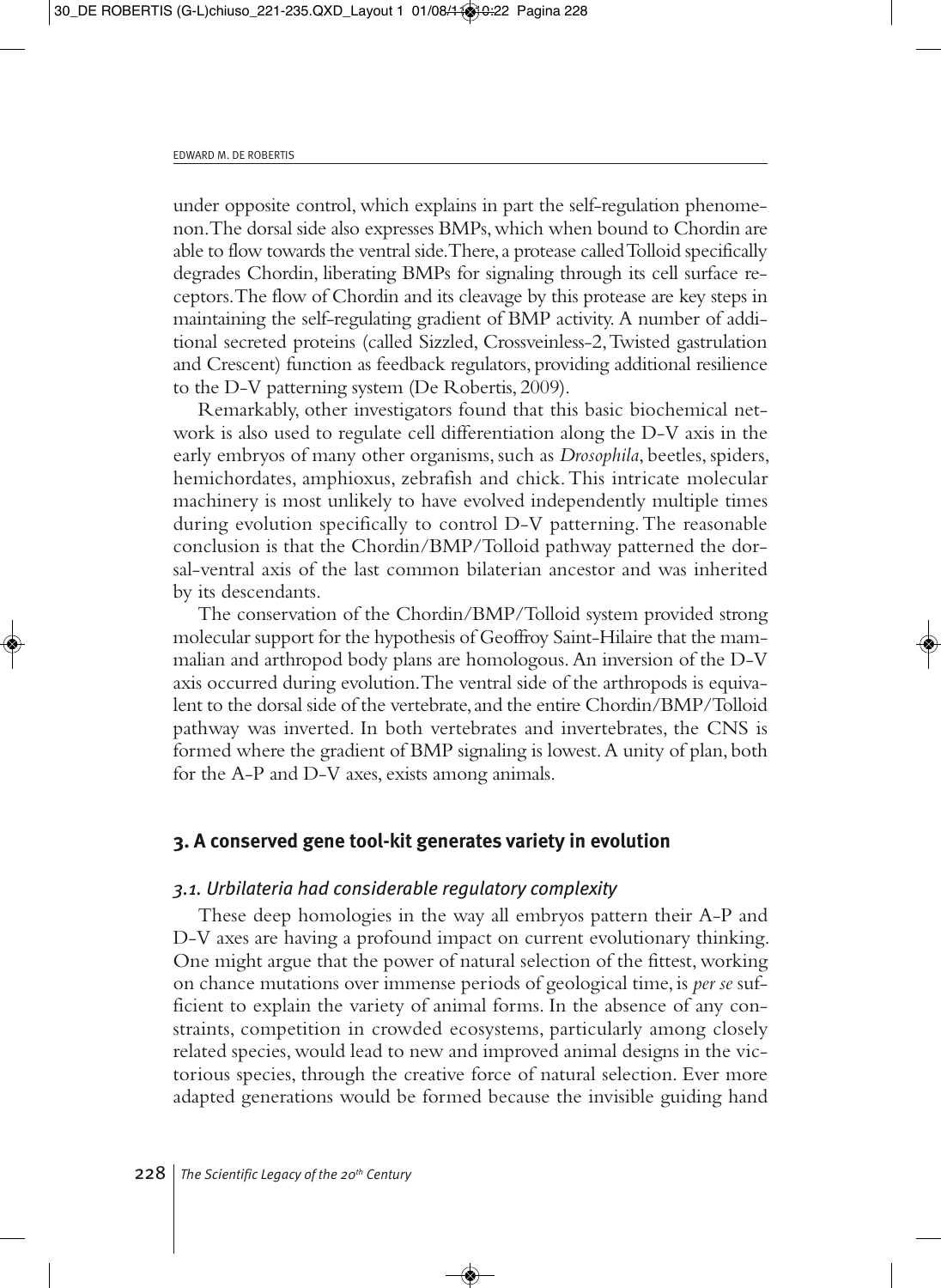under opposite control, which explains in part the self-regulation phenomenon. The dorsal side also expresses BMPs, which when bound to Chordin are able to flow towards the ventral side. There, a protease called Tolloid specifically degrades Chordin, liberating BMPs for signaling through its cell surface receptors. The flow of Chordin and its cleavage by this protease are key steps in maintaining the self-regulating gradient of BMP activity. A number of additional secreted proteins (called Sizzled, Crossveinless-2, Twisted gastrulation and Crescent) function as feedback regulators, providing additional resilience to the D-V patterning system (De Robertis, 2009).

Remarkably, other investigators found that this basic biochemical network is also used to regulate cell differentiation along the D-V axis in the early embryos of many other organisms, such as *Drosophila*, beetles, spiders, hemichordates, amphioxus, zebrafish and chick. This intricate molecular machinery is most unlikely to have evolved independently multiple times during evolution specifically to control D-V patterning. The reasonable conclusion is that the Chordin/BMP/Tolloid pathway patterned the dorsal-ventral axis of the last common bilaterian ancestor and was inherited by its descendants.

The conservation of the Chordin/BMP/Tolloid system provided strong molecular support for the hypothesis of Geoffroy Saint-Hilaire that the mammalian and arthropod body plans are homologous. An inversion of the D-V axis occurred during evolution. The ventral side of the arthropods is equivalent to the dorsal side of the vertebrate, and the entire Chordin/BMP/Tolloid pathway was inverted. In both vertebrates and invertebrates, the CNS is formed where the gradient of BMP signaling is lowest. A unity of plan, both for the A-P and D-V axes, exists among animals.

## 3. A conserved gene tool-kit generates variety in evolution

### *3.1. Urbilateria had considerable regulatory complexity*

These deep homologies in the way all embryos pattern their A-P and D-V axes are having a profound impact on current evolutionary thinking. One might argue that the power of natural selection of the fittest, working on chance mutations over immense periods of geological time, is *per se* sufficient to explain the variety of animal forms. In the absence of any constraints, competition in crowded ecosystems, particularly among closely related species, would lead to new and improved animal designs in the victorious species, through the creative force of natural selection. Ever more adapted generations would be formed because the invisible guiding hand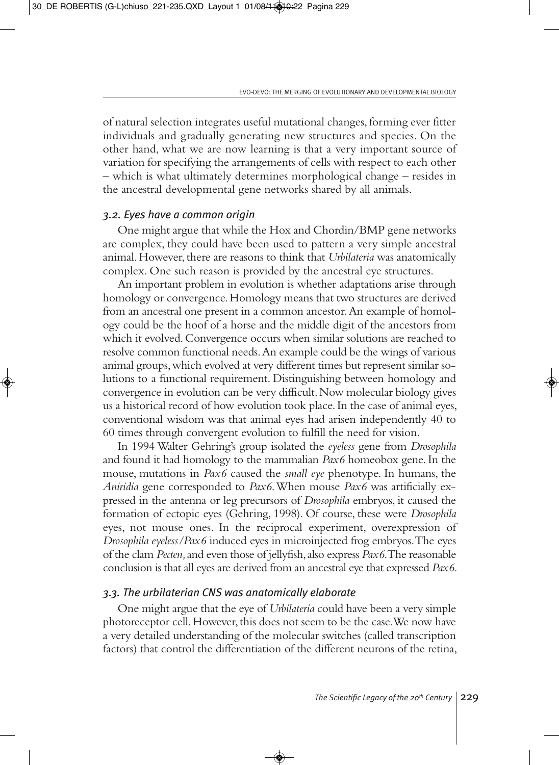of natural selection integrates useful mutational changes, forming ever fitter individuals and gradually generating new structures and species. On the other hand, what we are now learning is that a very important source of variation for specifying the arrangements of cells with respect to each other – which is what ultimately determines morphological change – resides in the ancestral developmental gene networks shared by all animals.

### *3.2. Eyes have a common origin*

One might argue that while the Hox and Chordin/BMP gene networks are complex, they could have been used to pattern a very simple ancestral animal. However, there are reasons to think that *Urbilateria* was anatomically complex. One such reason is provided by the ancestral eye structures.

An important problem in evolution is whether adaptations arise through homology or convergence. Homology means that two structures are derived from an ancestral one present in a common ancestor. An example of homology could be the hoof of a horse and the middle digit of the ancestors from which it evolved. Convergence occurs when similar solutions are reached to resolve common functional needs. An example could be the wings of various animal groups, which evolved at very different times but represent similar solutions to a functional requirement. Distinguishing between homology and convergence in evolution can be very difficult. Now molecular biology gives us a historical record of how evolution took place. In the case of animal eyes, conventional wisdom was that animal eyes had arisen independently 40 to 60 times through convergent evolution to fulfill the need for vision.

In 1994 Walter Gehring's group isolated the *eyeless* gene from *Drosophila* and found it had homology to the mammalian *Pax6* homeobox gene. In the mouse, mutations in *Pax6* caused the *small eye* phenotype. In humans, the *Aniridia* gene corresponded to *Pax6*. When mouse *Pax6* was artificially expressed in the antenna or leg precursors of *Drosophila* embryos, it caused the formation of ectopic eyes (Gehring, 1998). Of course, these were *Drosophila* eyes, not mouse ones. In the reciprocal experiment, overexpression of *Drosophila eyeless/Pax6* induced eyes in microinjected frog embryos. The eyes of the clam *Pecten,* and even those of jellyfish, also express *Pax6*. The reasonable conclusion is that all eyes are derived from an ancestral eye that expressed *Pax6*.

### *3.3. The urbilaterian CNS was anatomically elaborate*

One might argue that the eye of *Urbilateria* could have been a very simple photoreceptor cell. However, this does not seem to be the case. We now have a very detailed understanding of the molecular switches (called transcription factors) that control the differentiation of the different neurons of the retina,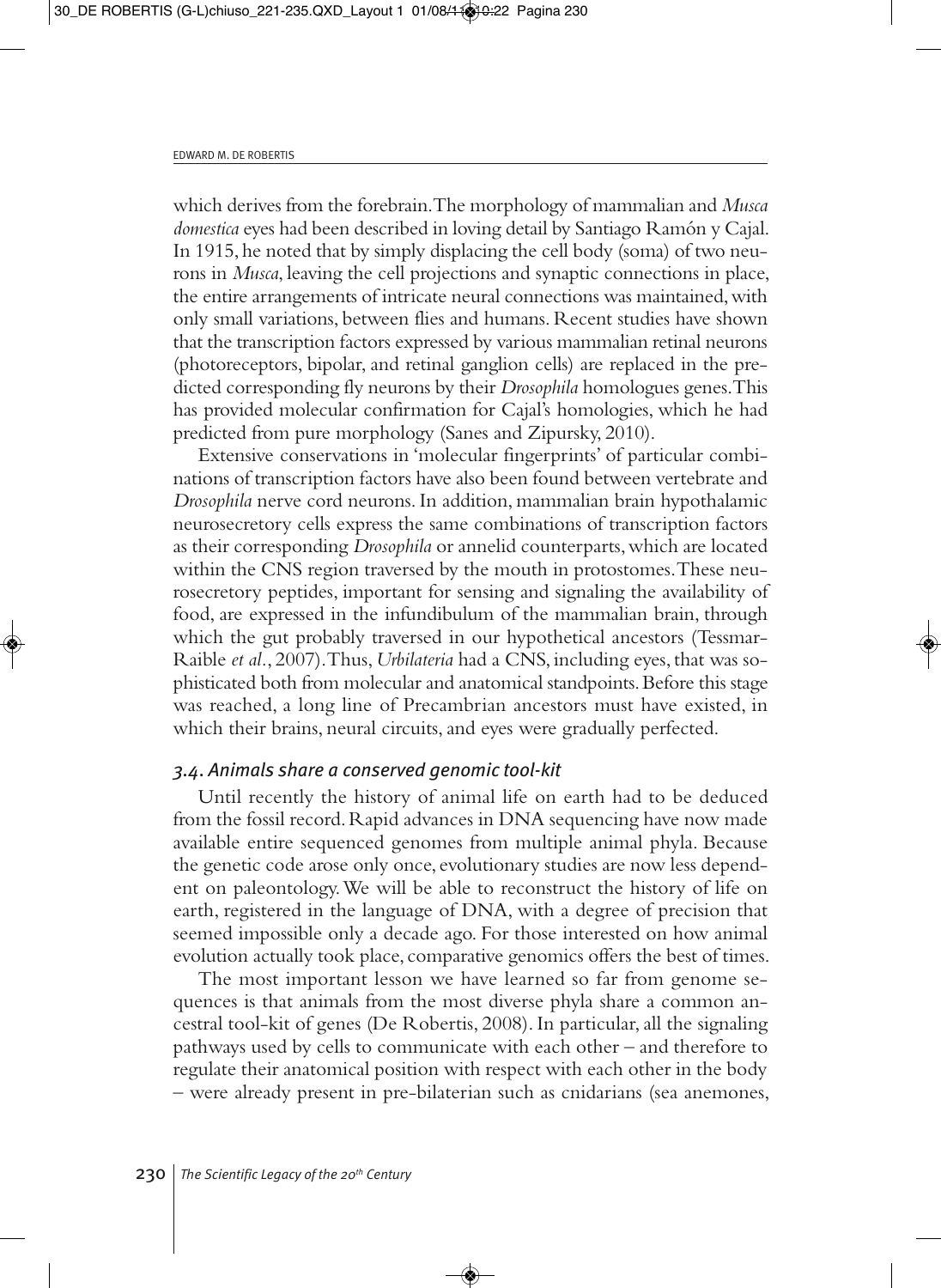which derives from the forebrain. The morphology of mammalian and *Musca domestica* eyes had been described in loving detail by Santiago Ramón y Cajal. In 1915, he noted that by simply displacing the cell body (soma) of two neurons in *Musca*, leaving the cell projections and synaptic connections in place, the entire arrangements of intricate neural connections was maintained, with only small variations, between flies and humans. Recent studies have shown that the transcription factors expressed by various mammalian retinal neurons (photoreceptors, bipolar, and retinal ganglion cells) are replaced in the predicted corresponding fly neurons by their *Drosophila* homologues genes. This has provided molecular confirmation for Cajal's homologies, which he had predicted from pure morphology (Sanes and Zipursky, 2010).

Extensive conservations in 'molecular fingerprints' of particular combinations of transcription factors have also been found between vertebrate and *Drosophila* nerve cord neurons. In addition, mammalian brain hypothalamic neurosecretory cells express the same combinations of transcription factors as their corresponding *Drosophila* or annelid counterparts, which are located within the CNS region traversed by the mouth in protostomes. These neurosecretory peptides, important for sensing and signaling the availability of food, are expressed in the infundibulum of the mammalian brain, through which the gut probably traversed in our hypothetical ancestors (Tessmar-Raible *et al.*, 2007). Thus, *Urbilateria* had a CNS, including eyes, that was sophisticated both from molecular and anatomical standpoints. Before this stage was reached, a long line of Precambrian ancestors must have existed, in which their brains, neural circuits, and eyes were gradually perfected.

### *3.4. Animals share a conserved genomic tool-kit*

Until recently the history of animal life on earth had to be deduced from the fossil record. Rapid advances in DNA sequencing have now made available entire sequenced genomes from multiple animal phyla. Because the genetic code arose only once, evolutionary studies are now less dependent on paleontology. We will be able to reconstruct the history of life on earth, registered in the language of DNA, with a degree of precision that seemed impossible only a decade ago. For those interested on how animal evolution actually took place, comparative genomics offers the best of times.

The most important lesson we have learned so far from genome sequences is that animals from the most diverse phyla share a common ancestral tool-kit of genes (De Robertis, 2008). In particular, all the signaling pathways used by cells to communicate with each other – and therefore to regulate their anatomical position with respect with each other in the body – were already present in pre-bilaterian such as cnidarians (sea anemones,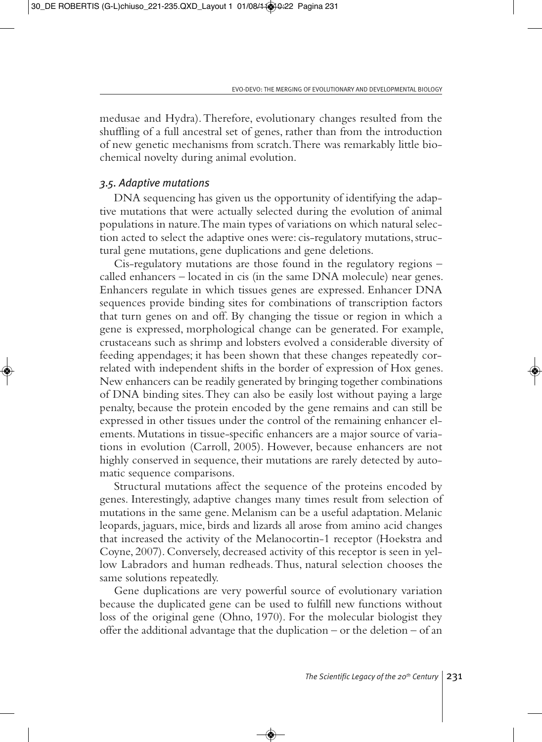medusae and Hydra). Therefore, evolutionary changes resulted from the shuffling of a full ancestral set of genes, rather than from the introduction of new genetic mechanisms from scratch. There was remarkably little biochemical novelty during animal evolution.

### *3.5. Adaptive mutations*

DNA sequencing has given us the opportunity of identifying the adaptive mutations that were actually selected during the evolution of animal populations in nature. The main types of variations on which natural selection acted to select the adaptive ones were: cis-regulatory mutations, structural gene mutations, gene duplications and gene deletions.

Cis-regulatory mutations are those found in the regulatory regions – called enhancers – located in cis (in the same DNA molecule) near genes. Enhancers regulate in which tissues genes are expressed. Enhancer DNA sequences provide binding sites for combinations of transcription factors that turn genes on and off. By changing the tissue or region in which a gene is expressed, morphological change can be generated. For example, crustaceans such as shrimp and lobsters evolved a considerable diversity of feeding appendages; it has been shown that these changes repeatedly correlated with independent shifts in the border of expression of Hox genes. New enhancers can be readily generated by bringing together combinations of DNA binding sites. They can also be easily lost without paying a large penalty, because the protein encoded by the gene remains and can still be expressed in other tissues under the control of the remaining enhancer elements. Mutations in tissue-specific enhancers are a major source of variations in evolution (Carroll, 2005). However, because enhancers are not highly conserved in sequence, their mutations are rarely detected by automatic sequence comparisons.

Structural mutations affect the sequence of the proteins encoded by genes. Interestingly, adaptive changes many times result from selection of mutations in the same gene. Melanism can be a useful adaptation. Melanic leopards, jaguars, mice, birds and lizards all arose from amino acid changes that increased the activity of the Melanocortin-1 receptor (Hoekstra and Coyne, 2007). Conversely, decreased activity of this receptor is seen in yellow Labradors and human redheads. Thus, natural selection chooses the same solutions repeatedly.

Gene duplications are very powerful source of evolutionary variation because the duplicated gene can be used to fulfill new functions without loss of the original gene (Ohno, 1970). For the molecular biologist they offer the additional advantage that the duplication – or the deletion – of an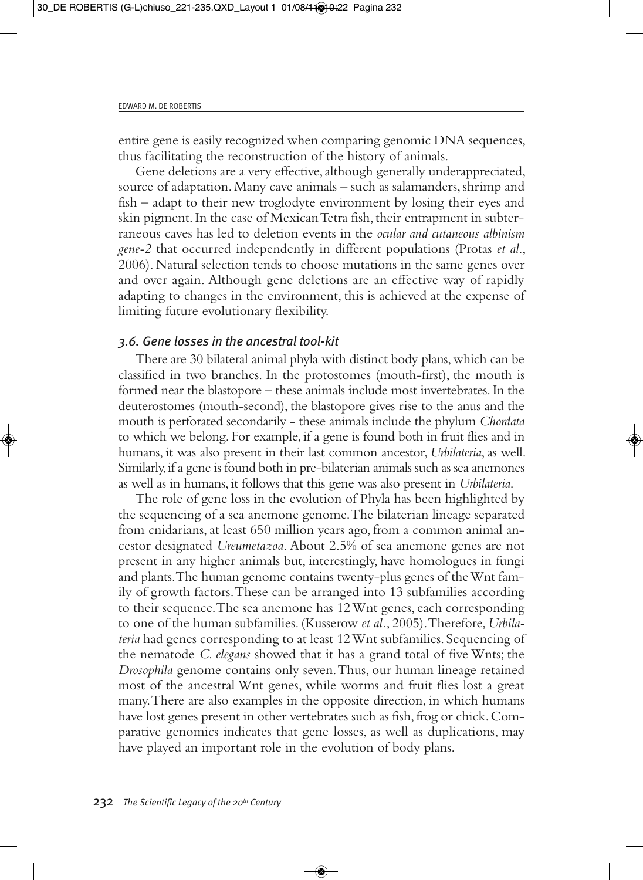entire gene is easily recognized when comparing genomic DNA sequences, thus facilitating the reconstruction of the history of animals.

Gene deletions are a very effective, although generally underappreciated, source of adaptation. Many cave animals – such as salamanders, shrimp and fish – adapt to their new troglodyte environment by losing their eyes and skin pigment. In the case of Mexican Tetra fish, their entrapment in subterraneous caves has led to deletion events in the *ocular and cutaneous albinism gene-2* that occurred independently in different populations (Protas *et al.*, 2006). Natural selection tends to choose mutations in the same genes over and over again. Although gene deletions are an effective way of rapidly adapting to changes in the environment, this is achieved at the expense of limiting future evolutionary flexibility.

### *3.6. Gene losses in the ancestral tool-kit*

There are 30 bilateral animal phyla with distinct body plans, which can be classified in two branches. In the protostomes (mouth-first), the mouth is formed near the blastopore – these animals include most invertebrates. In the deuterostomes (mouth-second), the blastopore gives rise to the anus and the mouth is perforated secondarily - these animals include the phylum *Chordata* to which we belong. For example, if a gene is found both in fruit flies and in humans, it was also present in their last common ancestor, *Urbilateria*, as well. Similarly, if a gene is found both in pre-bilaterian animals such as sea anemones as well as in humans, it follows that this gene was also present in *Urbilateria*.

The role of gene loss in the evolution of Phyla has been highlighted by the sequencing of a sea anemone genome. The bilaterian lineage separated from cnidarians, at least 650 million years ago, from a common animal ancestor designated *Ureumetazoa*. About 2.5% of sea anemone genes are not present in any higher animals but, interestingly, have homologues in fungi and plants. The human genome contains twenty-plus genes of the Wnt family of growth factors. These can be arranged into 13 subfamilies according to their sequence. The sea anemone has 12 Wnt genes, each corresponding to one of the human subfamilies. (Kusserow *et al.*, 2005). Therefore, *Urbilateria* had genes corresponding to at least 12 Wnt subfamilies. Sequencing of the nematode *C. elegans* showed that it has a grand total of five Wnts; the *Drosophila* genome contains only seven. Thus, our human lineage retained most of the ancestral Wnt genes, while worms and fruit flies lost a great many. There are also examples in the opposite direction, in which humans have lost genes present in other vertebrates such as fish, frog or chick. Comparative genomics indicates that gene losses, as well as duplications, may have played an important role in the evolution of body plans.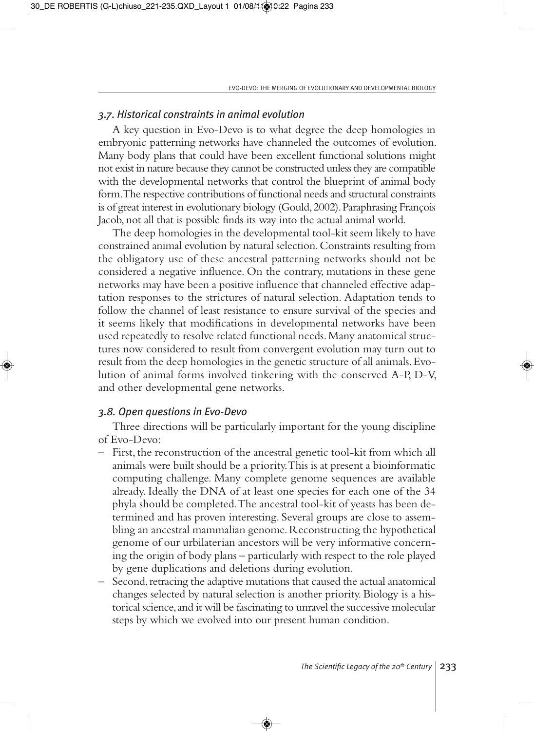### *3.7. Historical constraints in animal evolution*

A key question in Evo-Devo is to what degree the deep homologies in embryonic patterning networks have channeled the outcomes of evolution. Many body plans that could have been excellent functional solutions might not exist in nature because they cannot be constructed unless they are compatible with the developmental networks that control the blueprint of animal body form. The respective contributions of functional needs and structural constraints is of great interest in evolutionary biology (Gould, 2002). Paraphrasing François Jacob, not all that is possible finds its way into the actual animal world.

The deep homologies in the developmental tool-kit seem likely to have constrained animal evolution by natural selection. Constraints resulting from the obligatory use of these ancestral patterning networks should not be considered a negative influence. On the contrary, mutations in these gene networks may have been a positive influence that channeled effective adaptation responses to the strictures of natural selection. Adaptation tends to follow the channel of least resistance to ensure survival of the species and it seems likely that modifications in developmental networks have been used repeatedly to resolve related functional needs. Many anatomical structures now considered to result from convergent evolution may turn out to result from the deep homologies in the genetic structure of all animals. Evolution of animal forms involved tinkering with the conserved A-P, D-V, and other developmental gene networks.

### *3.8. Open questions in Evo-Devo*

Three directions will be particularly important for the young discipline of Evo-Devo:

- First, the reconstruction of the ancestral genetic tool-kit from which all animals were built should be a priority. This is at present a bioinformatic computing challenge. Many complete genome sequences are available already. Ideally the DNA of at least one species for each one of the 34 phyla should be completed. The ancestral tool-kit of yeasts has been determined and has proven interesting. Several groups are close to assembling an ancestral mammalian genome. Reconstructing the hypothetical genome of our urbilaterian ancestors will be very informative concerning the origin of body plans – particularly with respect to the role played by gene duplications and deletions during evolution.
- Second, retracing the adaptive mutations that caused the actual anatomical changes selected by natural selection is another priority. Biology is a historical science, and it will be fascinating to unravel the successive molecular steps by which we evolved into our present human condition.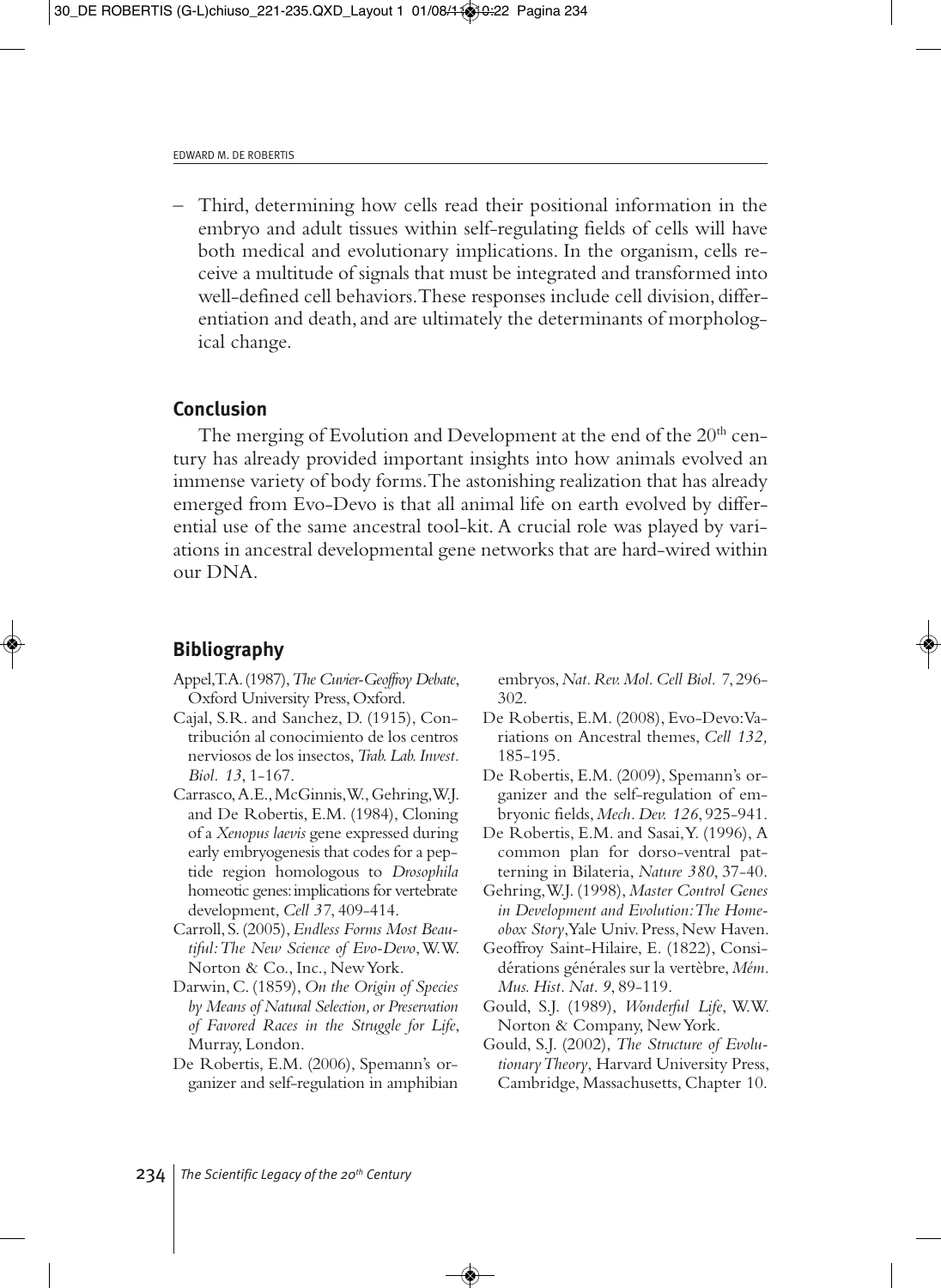– Third, determining how cells read their positional information in the embryo and adult tissues within self-regulating fields of cells will have both medical and evolutionary implications. In the organism, cells receive a multitude of signals that must be integrated and transformed into well-defined cell behaviors. These responses include cell division, differentiation and death, and are ultimately the determinants of morphological change.

## Conclusion

The merging of Evolution and Development at the end of the 20th century has already provided important insights into how animals evolved an immense variety of body forms. The astonishing realization that has already emerged from Evo-Devo is that all animal life on earth evolved by differential use of the same ancestral tool-kit. A crucial role was played by variations in ancestral developmental gene networks that are hard-wired within our DNA.

## Bibliography

Appel, T.A. (1987), *The Cuvier-Geoffroy Debate*, Oxford University Press, Oxford.

Cajal, S.R. and Sanchez, D. (1915), Contribución al conocimiento de los centros nerviosos de los insectos, *Trab. Lab. Invest. Biol. 13*, 1-167.

Carrasco, A.E., McGinnis, W., Gehring, W.J. and De Robertis, E.M. (1984), Cloning of a *Xenopus laevis* gene expressed during early embryogenesis that codes for a peptide region homologous to *Drosophila* homeotic genes: implications for vertebrate development, *Cell 37*, 409-414.

Carroll, S. (2005), *Endless Forms Most Beautiful: The New Science of Evo-Devo*, W.W. Norton & Co., Inc., New York.

Darwin, C. (1859), *On the Origin of Species by Means of Natural Selection, or Preservation of Favored Races in the Struggle for Life*, Murray, London.

De Robertis, E.M. (2006), Spemann's organizer and self-regulation in amphibian embryos, *Nat. Rev. Mol. Cell Biol. 7*, 296-302.

De Robertis, E.M. (2008), Evo-Devo: Variations on Ancestral themes, *Cell 132*, 185-195.

De Robertis, E.M. (2009), Spemann's organizer and the self-regulation of embryonic fields, *Mech. Dev. 126*, 925-941.

De Robertis, E.M. and Sasai, Y. (1996), A common plan for dorso-ventral patterning in Bilateria, *Nature 380*, 37-40.

Gehring, W.J. (1998), *Master Control Genes in Development and Evolution: The Homeobox Story*, Yale Univ. Press, New Haven.

Geoffroy Saint-Hilaire, E. (1822), Considérations générales sur la vertèbre, *Mém. Mus. Hist. Nat. 9*, 89-119.

Gould, S.J. (1989), *Wonderful Life*, W.W. Norton & Company, New York.

Gould, S.J. (2002), *The Structure of Evolutionary Theory*, Harvard University Press, Cambridge, Massachusetts, Chapter 10.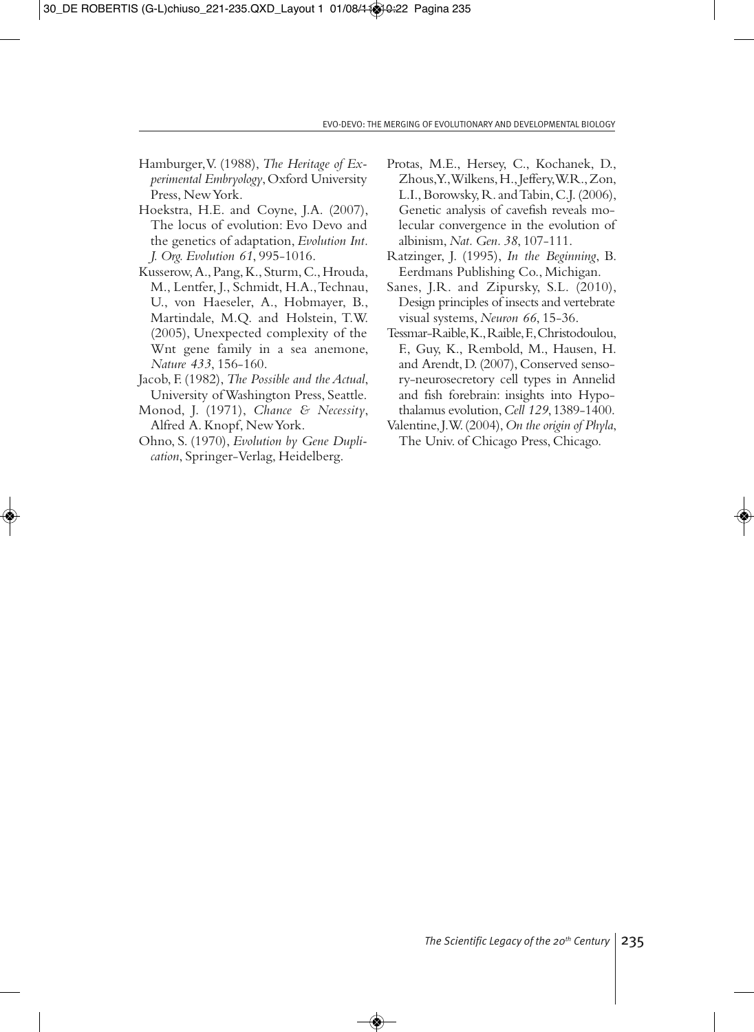Hamburger, V. (1988), *The Heritage of Experimental Embryology*, Oxford University Press, New York.

Hoekstra, H.E. and Coyne, J.A. (2007), The locus of evolution: Evo Devo and the genetics of adaptation, *Evolution Int. J. Org. Evolution 61*, 995-1016.

Kusserow, A., Pang, K., Sturm, C., Hrouda, M., Lentfer, J., Schmidt, H.A., Technau, U., von Haeseler, A., Hobmayer, B., Martindale, M.Q. and Holstein, T.W. (2005), Unexpected complexity of the Wnt gene family in a sea anemone, *Nature 433*, 156-160.

Jacob, F. (1982), *The Possible and the Actual*, University of Washington Press, Seattle.

Monod, J. (1971), *Chance & Necessity*, Alfred A. Knopf, New York.

Ohno, S. (1970), *Evolution by Gene Duplication*, Springer-Verlag, Heidelberg.

Protas, M.E., Hersey, C., Kochanek, D., Zhous, Y., Wilkens, H., Jeffery, W.R., Zon, L.I., Borowsky, R. and Tabin, C.J. (2006), Genetic analysis of cavefish reveals molecular convergence in the evolution of albinism, *Nat. Gen. 38*, 107-111.

Ratzinger, J. (1995), *In the Beginning*, B. Eerdmans Publishing Co., Michigan.

Sanes, J.R. and Zipursky, S.L. (2010), Design principles of insects and vertebrate visual systems, *Neuron 66*, 15-36.

Tessmar-Raible, K., Raible, F., Christodoulou, F., Guy, K., Rembold, M., Hausen, H. and Arendt, D. (2007), Conserved sensory-neurosecretory cell types in Annelid and fish forebrain: insights into Hypothalamus evolution, *Cell 129*, 1389-1400.

Valentine, J.W. (2004), *On the origin of Phyla*, The Univ. of Chicago Press, Chicago.